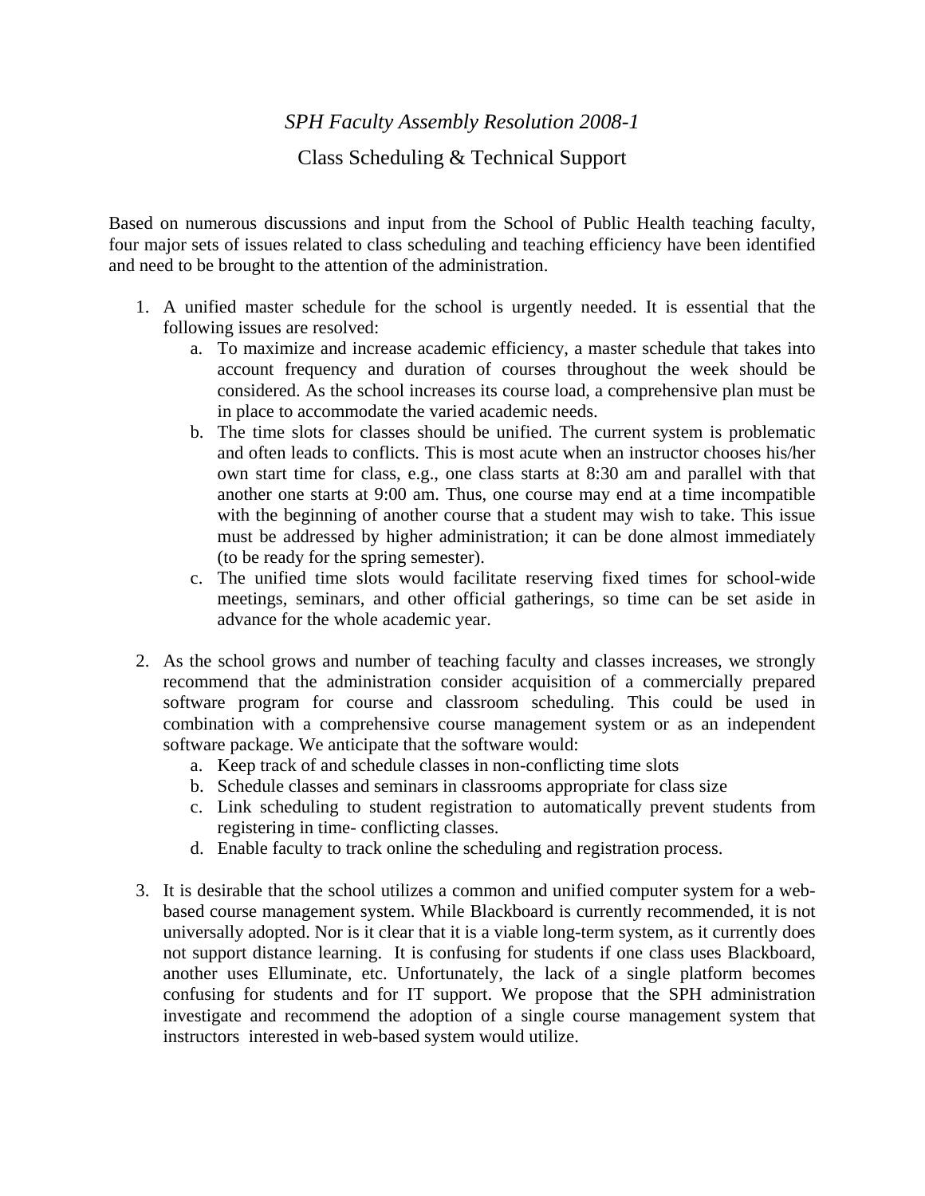*SPH Faculty Assembly Resolution 2008-1*

Class Scheduling & Technical Support

Based on numerous discussions and input from the School of Public Health teaching faculty, four major sets of issues related to class scheduling and teaching efficiency have been identified and need to be brought to the attention of the administration.

1. A unified master schedule for the school is urgently needed. It is essential that the following issues are resolved:
   a. To maximize and increase academic efficiency, a master schedule that takes into account frequency and duration of courses throughout the week should be considered. As the school increases its course load, a comprehensive plan must be in place to accommodate the varied academic needs.
   b. The time slots for classes should be unified. The current system is problematic and often leads to conflicts. This is most acute when an instructor chooses his/her own start time for class, e.g., one class starts at 8:30 am and parallel with that another one starts at 9:00 am. Thus, one course may end at a time incompatible with the beginning of another course that a student may wish to take. This issue must be addressed by higher administration; it can be done almost immediately (to be ready for the spring semester).
   c. The unified time slots would facilitate reserving fixed times for school-wide meetings, seminars, and other official gatherings, so time can be set aside in advance for the whole academic year.

2. As the school grows and number of teaching faculty and classes increases, we strongly recommend that the administration consider acquisition of a commercially prepared software program for course and classroom scheduling. This could be used in combination with a comprehensive course management system or as an independent software package. We anticipate that the software would:
   a. Keep track of and schedule classes in non-conflicting time slots
   b. Schedule classes and seminars in classrooms appropriate for class size
   c. Link scheduling to student registration to automatically prevent students from registering in time- conflicting classes.
   d. Enable faculty to track online the scheduling and registration process.

3. It is desirable that the school utilizes a common and unified computer system for a web-based course management system. While Blackboard is currently recommended, it is not universally adopted. Nor is it clear that it is a viable long-term system, as it currently does not support distance learning. It is confusing for students if one class uses Blackboard, another uses Elluminate, etc. Unfortunately, the lack of a single platform becomes confusing for students and for IT support. We propose that the SPH administration investigate and recommend the adoption of a single course management system that instructors interested in web-based system would utilize.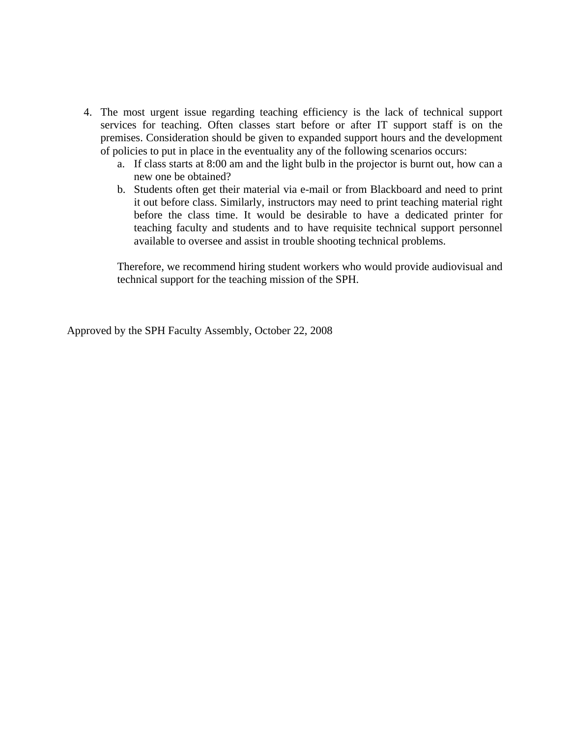4. The most urgent issue regarding teaching efficiency is the lack of technical support services for teaching. Often classes start before or after IT support staff is on the premises. Consideration should be given to expanded support hours and the development of policies to put in place in the eventuality any of the following scenarios occurs:
    a. If class starts at 8:00 am and the light bulb in the projector is burnt out, how can a new one be obtained?
    b. Students often get their material via e-mail or from Blackboard and need to print it out before class. Similarly, instructors may need to print teaching material right before the class time. It would be desirable to have a dedicated printer for teaching faculty and students and to have requisite technical support personnel available to oversee and assist in trouble shooting technical problems.

    Therefore, we recommend hiring student workers who would provide audiovisual and technical support for the teaching mission of the SPH.

Approved by the SPH Faculty Assembly, October 22, 2008